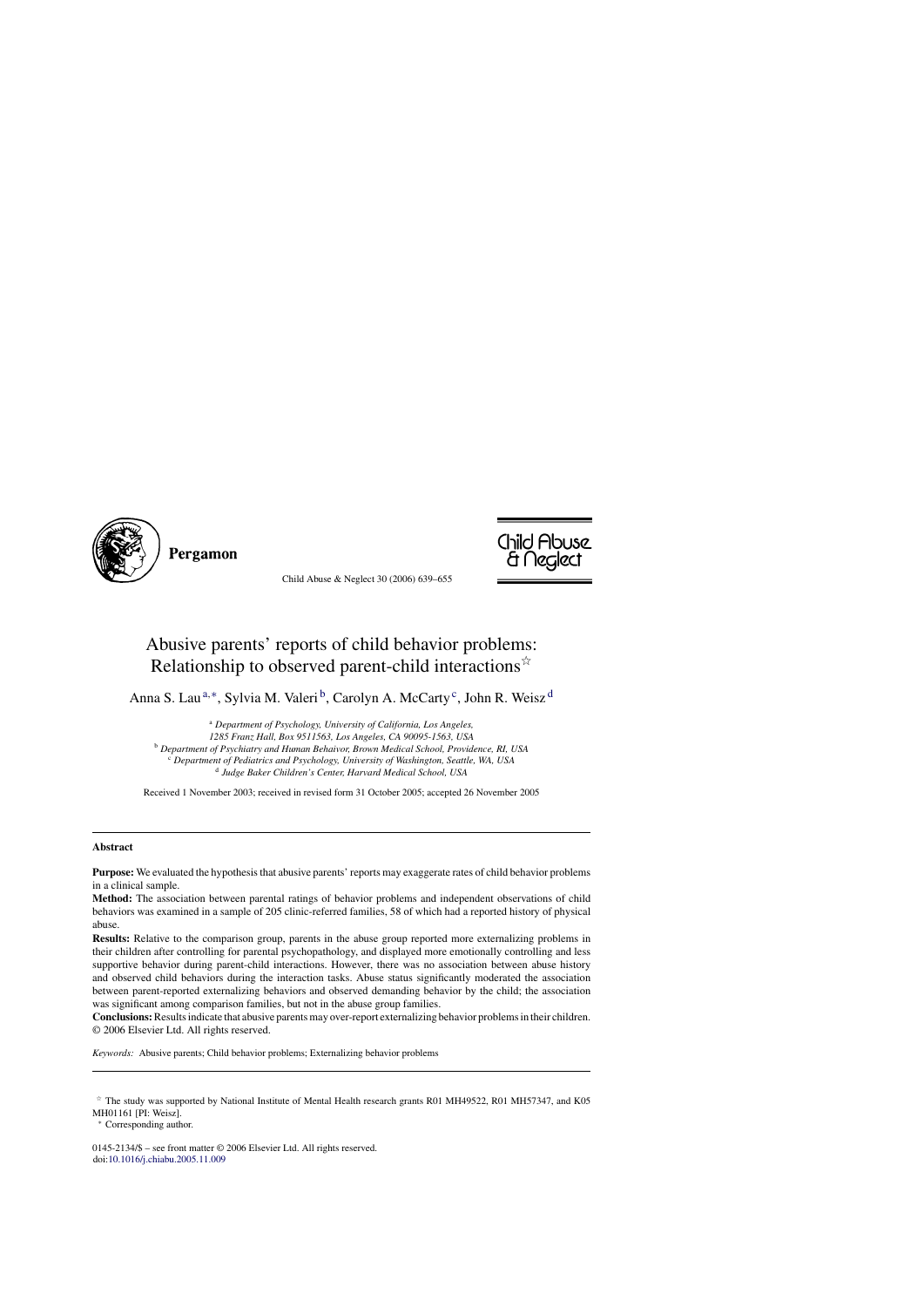# Abusive parents' reports of child behavior problems: Relationship to observed parent-child interactions[☆]

Anna S. Lau[a,*], Sylvia M. Valeri[b], Carolyn A. McCarty[c], John R. Weisz[d]

[a] *Department of Psychology, University of California, Los Angeles, 1285 Franz Hall, Box 9511563, Los Angeles, CA 90095-1563, USA*
[b] *Department of Psychiatry and Human Behavior, Brown Medical School, Providence, RI, USA*
[c] *Department of Pediatrics and Psychology, University of Washington, Seattle, WA, USA*
[d] *Judge Baker Children's Center, Harvard Medical School, USA*

Received 1 November 2003; received in revised form 31 October 2005; accepted 26 November 2005

## Abstract

**Purpose:** We evaluated the hypothesis that abusive parents' reports may exaggerate rates of child behavior problems in a clinical sample.

**Method:** The association between parental ratings of behavior problems and independent observations of child behaviors was examined in a sample of 205 clinic-referred families, 58 of which had a reported history of physical abuse.

**Results:** Relative to the comparison group, parents in the abuse group reported more externalizing problems in their children after controlling for parental psychopathology, and displayed more emotionally controlling and less supportive behavior during parent-child interactions. However, there was no association between abuse history and observed child behaviors during the interaction tasks. Abuse status significantly moderated the association between parent-reported externalizing behaviors and observed demanding behavior by the child; the association was significant among comparison families, but not in the abuse group families.

**Conclusions:** Results indicate that abusive parents may over-report externalizing behavior problems in their children.
© 2006 Elsevier Ltd. All rights reserved.

*Keywords:* Abusive parents; Child behavior problems; Externalizing behavior problems

---

[☆] The study was supported by National Institute of Mental Health research grants R01 MH49522, R01 MH57347, and K05 MH01161 [PI: Weisz].

[*] Corresponding author.

0145-2134/$ – see front matter © 2006 Elsevier Ltd. All rights reserved.
doi:10.1016/j.chiabu.2005.11.009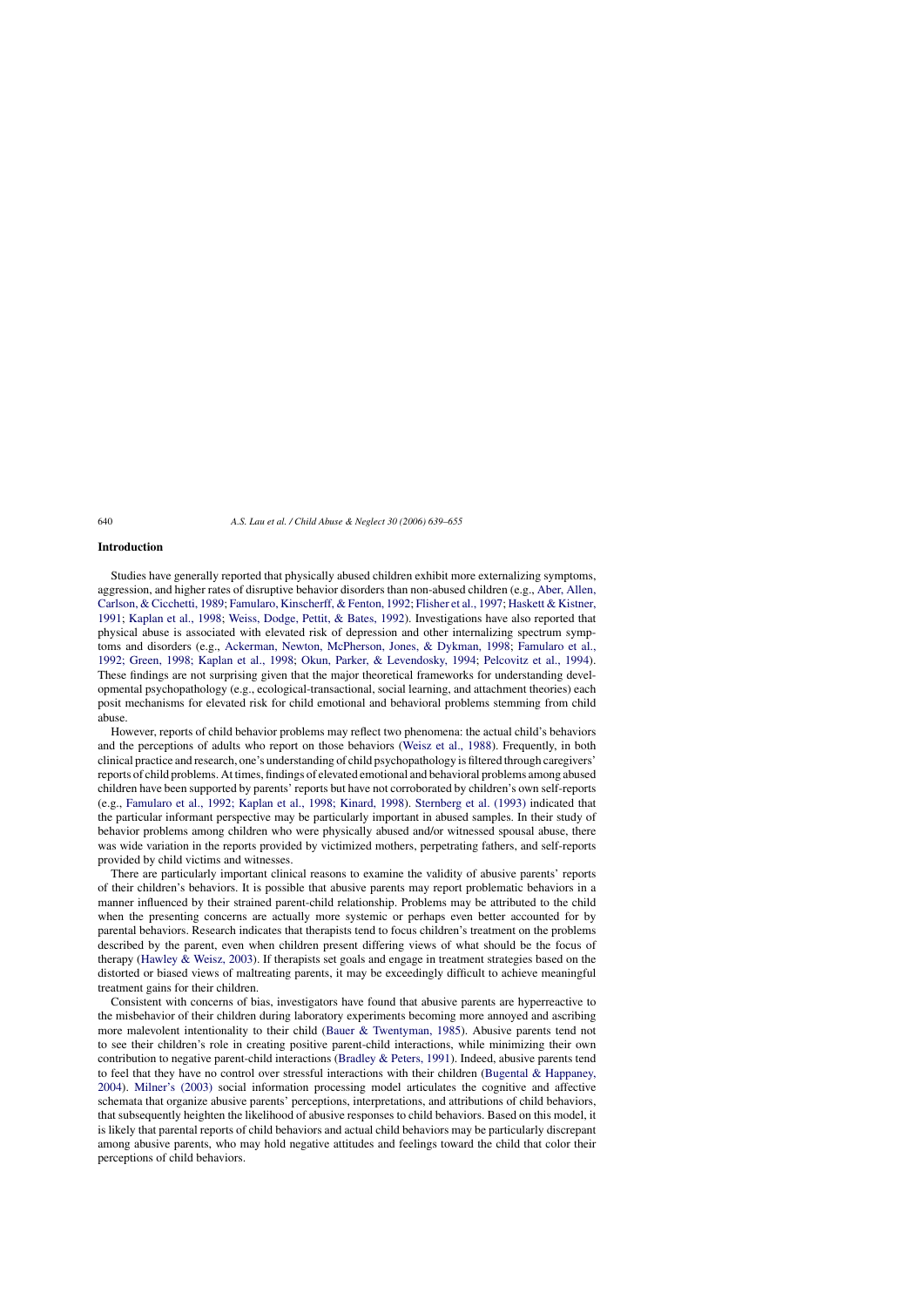## Introduction

Studies have generally reported that physically abused children exhibit more externalizing symptoms, aggression, and higher rates of disruptive behavior disorders than non-abused children (e.g., Aber, Allen, Carlson, & Cicchetti, 1989; Famularo, Kinscherff, & Fenton, 1992; Flisher et al., 1997; Haskett & Kistner, 1991; Kaplan et al., 1998; Weiss, Dodge, Pettit, & Bates, 1992). Investigations have also reported that physical abuse is associated with elevated risk of depression and other internalizing spectrum symptoms and disorders (e.g., Ackerman, Newton, McPherson, Jones, & Dykman, 1998; Famularo et al., 1992; Green, 1998; Kaplan et al., 1998; Okun, Parker, & Levendosky, 1994; Pelcovitz et al., 1994). These findings are not surprising given that the major theoretical frameworks for understanding developmental psychopathology (e.g., ecological-transactional, social learning, and attachment theories) each posit mechanisms for elevated risk for child emotional and behavioral problems stemming from child abuse.

However, reports of child behavior problems may reflect two phenomena: the actual child's behaviors and the perceptions of adults who report on those behaviors (Weisz et al., 1988). Frequently, in both clinical practice and research, one's understanding of child psychopathology is filtered through caregivers' reports of child problems. At times, findings of elevated emotional and behavioral problems among abused children have been supported by parents' reports but have not corroborated by children's own self-reports (e.g., Famularo et al., 1992; Kaplan et al., 1998; Kinard, 1998). Sternberg et al. (1993) indicated that the particular informant perspective may be particularly important in abused samples. In their study of behavior problems among children who were physically abused and/or witnessed spousal abuse, there was wide variation in the reports provided by victimized mothers, perpetrating fathers, and self-reports provided by child victims and witnesses.

There are particularly important clinical reasons to examine the validity of abusive parents' reports of their children's behaviors. It is possible that abusive parents may report problematic behaviors in a manner influenced by their strained parent-child relationship. Problems may be attributed to the child when the presenting concerns are actually more systemic or perhaps even better accounted for by parental behaviors. Research indicates that therapists tend to focus children's treatment on the problems described by the parent, even when children present differing views of what should be the focus of therapy (Hawley & Weisz, 2003). If therapists set goals and engage in treatment strategies based on the distorted or biased views of maltreating parents, it may be exceedingly difficult to achieve meaningful treatment gains for their children.

Consistent with concerns of bias, investigators have found that abusive parents are hyperreactive to the misbehavior of their children during laboratory experiments becoming more annoyed and ascribing more malevolent intentionality to their child (Bauer & Twentyman, 1985). Abusive parents tend not to see their children's role in creating positive parent-child interactions, while minimizing their own contribution to negative parent-child interactions (Bradley & Peters, 1991). Indeed, abusive parents tend to feel that they have no control over stressful interactions with their children (Bugental & Happaney, 2004). Milner's (2003) social information processing model articulates the cognitive and affective schemata that organize abusive parents' perceptions, interpretations, and attributions of child behaviors, that subsequently heighten the likelihood of abusive responses to child behaviors. Based on this model, it is likely that parental reports of child behaviors and actual child behaviors may be particularly discrepant among abusive parents, who may hold negative attitudes and feelings toward the child that color their perceptions of child behaviors.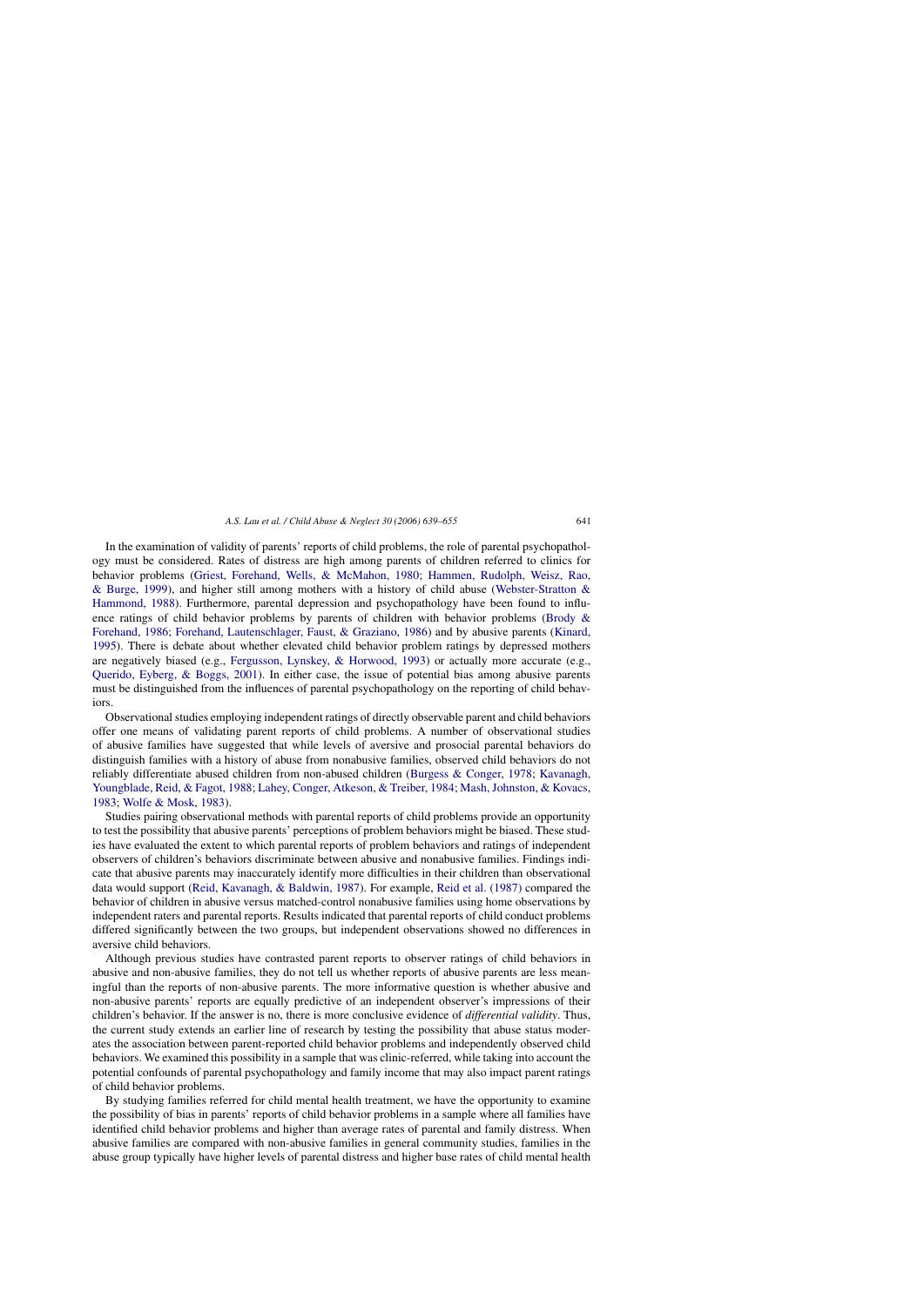In the examination of validity of parents' reports of child problems, the role of parental psychopathology must be considered. Rates of distress are high among parents of children referred to clinics for behavior problems (Griest, Forehand, Wells, & McMahon, 1980; Hammen, Rudolph, Weisz, Rao, & Burge, 1999), and higher still among mothers with a history of child abuse (Webster-Stratton & Hammond, 1988). Furthermore, parental depression and psychopathology have been found to influence ratings of child behavior problems by parents of children with behavior problems (Brody & Forehand, 1986; Forehand, Lautenschlager, Faust, & Graziano, 1986) and by abusive parents (Kinard, 1995). There is debate about whether elevated child behavior problem ratings by depressed mothers are negatively biased (e.g., Fergusson, Lynskey, & Horwood, 1993) or actually more accurate (e.g., Querido, Eyberg, & Boggs, 2001). In either case, the issue of potential bias among abusive parents must be distinguished from the influences of parental psychopathology on the reporting of child behaviors.

Observational studies employing independent ratings of directly observable parent and child behaviors offer one means of validating parent reports of child problems. A number of observational studies of abusive families have suggested that while levels of aversive and prosocial parental behaviors do distinguish families with a history of abuse from nonabusive families, observed child behaviors do not reliably differentiate abused children from non-abused children (Burgess & Conger, 1978; Kavanagh, Youngblade, Reid, & Fagot, 1988; Lahey, Conger, Atkeson, & Treiber, 1984; Mash, Johnston, & Kovacs, 1983; Wolfe & Mosk, 1983).

Studies pairing observational methods with parental reports of child problems provide an opportunity to test the possibility that abusive parents' perceptions of problem behaviors might be biased. These studies have evaluated the extent to which parental reports of problem behaviors and ratings of independent observers of children's behaviors discriminate between abusive and nonabusive families. Findings indicate that abusive parents may inaccurately identify more difficulties in their children than observational data would support (Reid, Kavanagh, & Baldwin, 1987). For example, Reid et al. (1987) compared the behavior of children in abusive versus matched-control nonabusive families using home observations by independent raters and parental reports. Results indicated that parental reports of child conduct problems differed significantly between the two groups, but independent observations showed no differences in aversive child behaviors.

Although previous studies have contrasted parent reports to observer ratings of child behaviors in abusive and non-abusive families, they do not tell us whether reports of abusive parents are less meaningful than the reports of non-abusive parents. The more informative question is whether abusive and non-abusive parents' reports are equally predictive of an independent observer's impressions of their children's behavior. If the answer is no, there is more conclusive evidence of *differential validity*. Thus, the current study extends an earlier line of research by testing the possibility that abuse status moderates the association between parent-reported child behavior problems and independently observed child behaviors. We examined this possibility in a sample that was clinic-referred, while taking into account the potential confounds of parental psychopathology and family income that may also impact parent ratings of child behavior problems.

By studying families referred for child mental health treatment, we have the opportunity to examine the possibility of bias in parents' reports of child behavior problems in a sample where all families have identified child behavior problems and higher than average rates of parental and family distress. When abusive families are compared with non-abusive families in general community studies, families in the abuse group typically have higher levels of parental distress and higher base rates of child mental health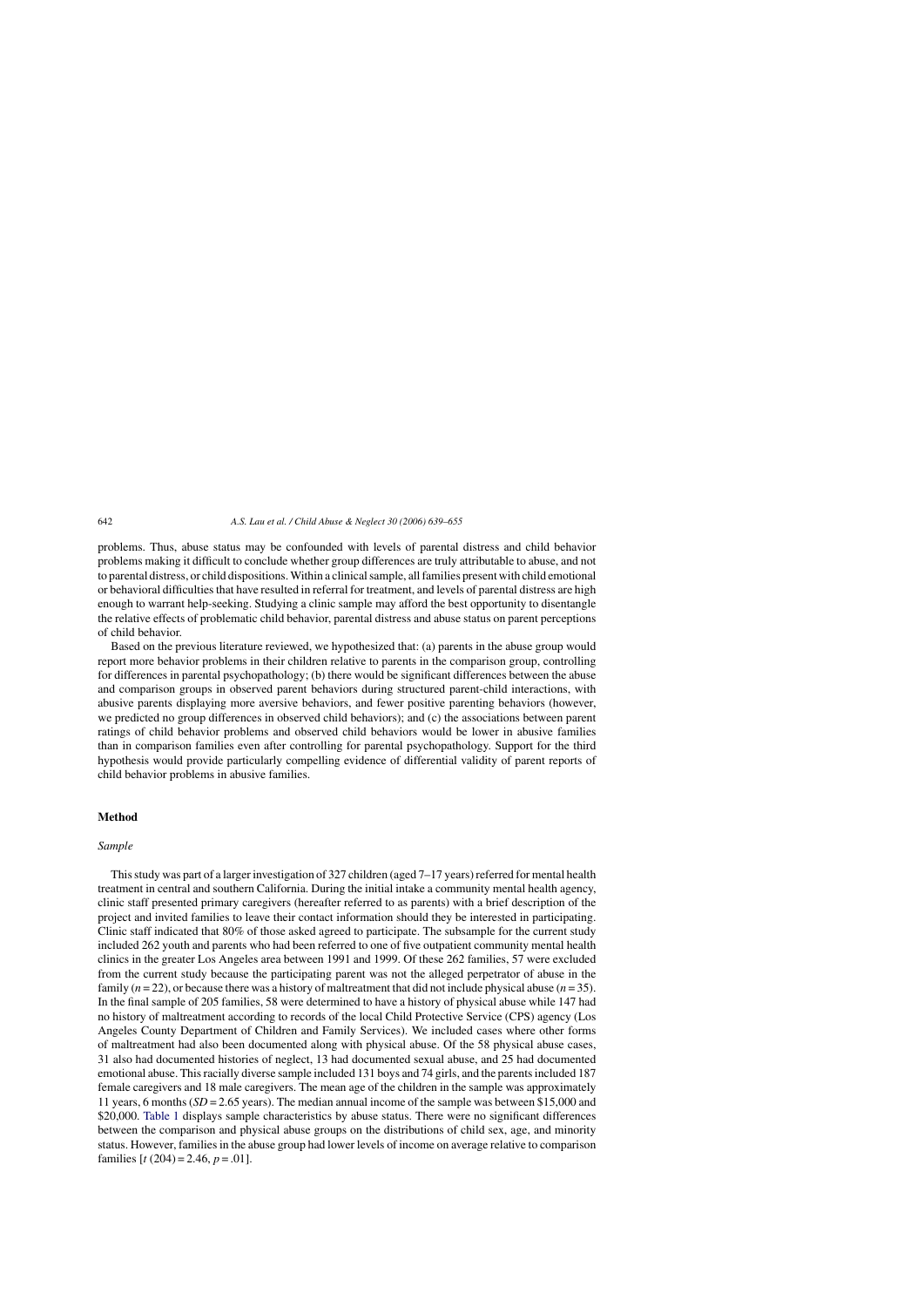problems. Thus, abuse status may be confounded with levels of parental distress and child behavior problems making it difficult to conclude whether group differences are truly attributable to abuse, and not to parental distress, or child dispositions. Within a clinical sample, all families present with child emotional or behavioral difficulties that have resulted in referral for treatment, and levels of parental distress are high enough to warrant help-seeking. Studying a clinic sample may afford the best opportunity to disentangle the relative effects of problematic child behavior, parental distress and abuse status on parent perceptions of child behavior.

Based on the previous literature reviewed, we hypothesized that: (a) parents in the abuse group would report more behavior problems in their children relative to parents in the comparison group, controlling for differences in parental psychopathology; (b) there would be significant differences between the abuse and comparison groups in observed parent behaviors during structured parent-child interactions, with abusive parents displaying more aversive behaviors, and fewer positive parenting behaviors (however, we predicted no group differences in observed child behaviors); and (c) the associations between parent ratings of child behavior problems and observed child behaviors would be lower in abusive families than in comparison families even after controlling for parental psychopathology. Support for the third hypothesis would provide particularly compelling evidence of differential validity of parent reports of child behavior problems in abusive families.

## Method

### *Sample*

This study was part of a larger investigation of 327 children (aged 7–17 years) referred for mental health treatment in central and southern California. During the initial intake a community mental health agency, clinic staff presented primary caregivers (hereafter referred to as parents) with a brief description of the project and invited families to leave their contact information should they be interested in participating. Clinic staff indicated that 80% of those asked agreed to participate. The subsample for the current study included 262 youth and parents who had been referred to one of five outpatient community mental health clinics in the greater Los Angeles area between 1991 and 1999. Of these 262 families, 57 were excluded from the current study because the participating parent was not the alleged perpetrator of abuse in the family ($n = 22$), or because there was a history of maltreatment that did not include physical abuse ($n = 35$). In the final sample of 205 families, 58 were determined to have a history of physical abuse while 147 had no history of maltreatment according to records of the local Child Protective Service (CPS) agency (Los Angeles County Department of Children and Family Services). We included cases where other forms of maltreatment had also been documented along with physical abuse. Of the 58 physical abuse cases, 31 also had documented histories of neglect, 13 had documented sexual abuse, and 25 had documented emotional abuse. This racially diverse sample included 131 boys and 74 girls, and the parents included 187 female caregivers and 18 male caregivers. The mean age of the children in the sample was approximately 11 years, 6 months ($SD = 2.65$ years). The median annual income of the sample was between \$15,000 and \$20,000. Table 1 displays sample characteristics by abuse status. There were no significant differences between the comparison and physical abuse groups on the distributions of child sex, age, and minority status. However, families in the abuse group had lower levels of income on average relative to comparison families [$t\,(204) = 2.46$, $p = .01$].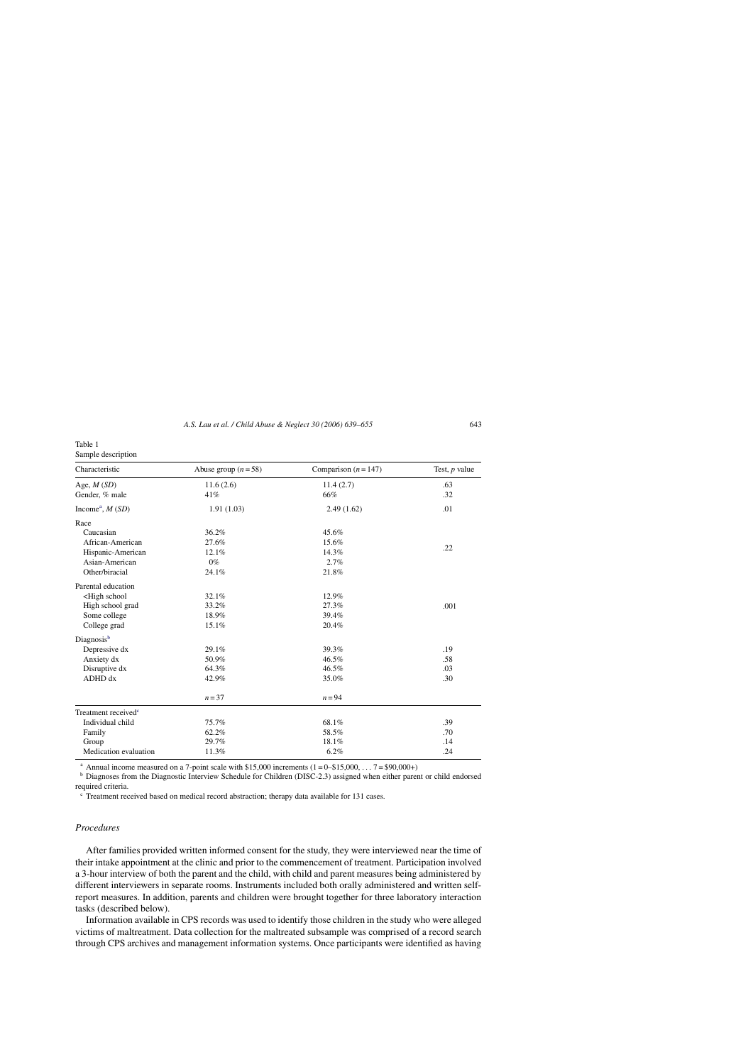Table 1
Sample description

| Characteristic | Abuse group ($n = 58$) | Comparison ($n = 147$) | Test, $p$ value |
|---|---|---|---|
| Age, $M$ ($SD$) | 11.6 (2.6) | 11.4 (2.7) | .63 |
| Gender, % male | 41% | 66% | .32 |
| Income[a], $M$ ($SD$) | 1.91 (1.03) | 2.49 (1.62) | .01 |
| Race | | | |
| Caucasian | 36.2% | 45.6% | |
| African-American | 27.6% | 15.6% | .22 |
| Hispanic-American | 12.1% | 14.3% | |
| Asian-American | 0% | 2.7% | |
| Other/biracial | 24.1% | 21.8% | |
| Parental education | | | |
| <High school | 32.1% | 12.9% | |
| High school grad | 33.2% | 27.3% | .001 |
| Some college | 18.9% | 39.4% | |
| College grad | 15.1% | 20.4% | |
| Diagnosis[b] | | | |
| Depressive dx | 29.1% | 39.3% | .19 |
| Anxiety dx | 50.9% | 46.5% | .58 |
| Disruptive dx | 64.3% | 46.5% | .03 |
| ADHD dx | 42.9% | 35.0% | .30 |
| | $n = 37$ | $n = 94$ | |
| Treatment received[c] | | | |
| Individual child | 75.7% | 68.1% | .39 |
| Family | 62.2% | 58.5% | .70 |
| Group | 29.7% | 18.1% | .14 |
| Medication evaluation | 11.3% | 6.2% | .24 |

[a] Annual income measured on a 7-point scale with $15,000 increments (1 = 0–$15,000, ... 7 = $90,000+)

[b] Diagnoses from the Diagnostic Interview Schedule for Children (DISC-2.3) assigned when either parent or child endorsed required criteria.

[c] Treatment received based on medical record abstraction; therapy data available for 131 cases.

### *Procedures*

After families provided written informed consent for the study, they were interviewed near the time of their intake appointment at the clinic and prior to the commencement of treatment. Participation involved a 3-hour interview of both the parent and the child, with child and parent measures being administered by different interviewers in separate rooms. Instruments included both orally administered and written self-report measures. In addition, parents and children were brought together for three laboratory interaction tasks (described below).

Information available in CPS records was used to identify those children in the study who were alleged victims of maltreatment. Data collection for the maltreated subsample was comprised of a record search through CPS archives and management information systems. Once participants were identified as having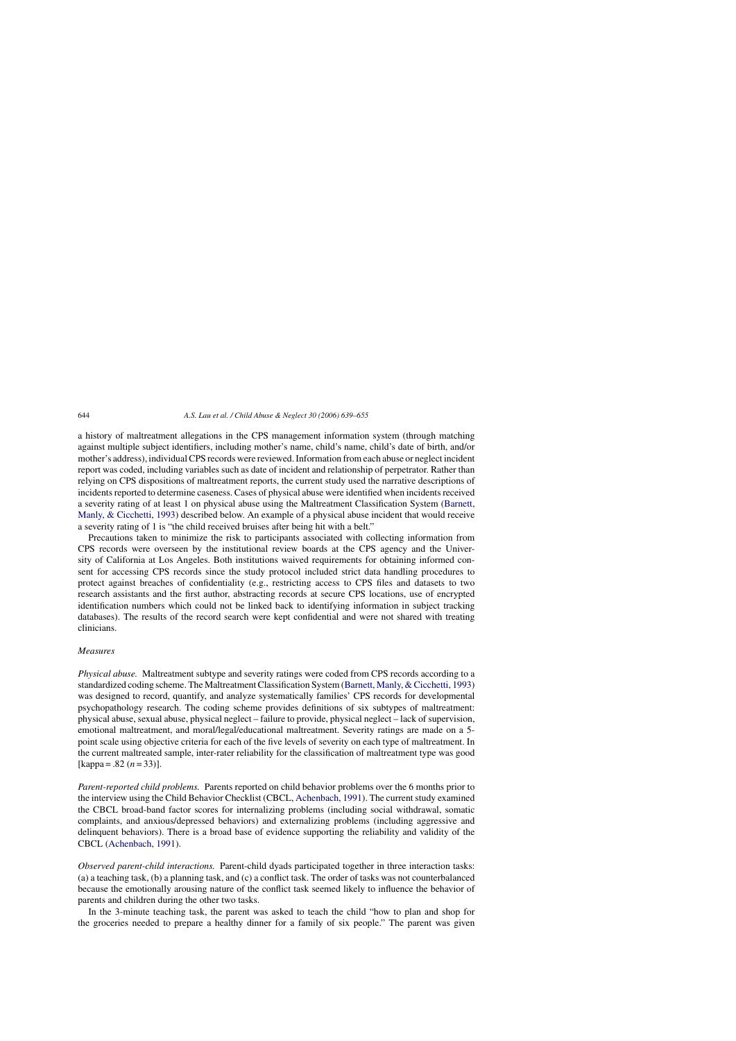a history of maltreatment allegations in the CPS management information system (through matching against multiple subject identifiers, including mother's name, child's name, child's date of birth, and/or mother's address), individual CPS records were reviewed. Information from each abuse or neglect incident report was coded, including variables such as date of incident and relationship of perpetrator. Rather than relying on CPS dispositions of maltreatment reports, the current study used the narrative descriptions of incidents reported to determine caseness. Cases of physical abuse were identified when incidents received a severity rating of at least 1 on physical abuse using the Maltreatment Classification System (Barnett, Manly, & Cicchetti, 1993) described below. An example of a physical abuse incident that would receive a severity rating of 1 is "the child received bruises after being hit with a belt."

Precautions taken to minimize the risk to participants associated with collecting information from CPS records were overseen by the institutional review boards at the CPS agency and the University of California at Los Angeles. Both institutions waived requirements for obtaining informed consent for accessing CPS records since the study protocol included strict data handling procedures to protect against breaches of confidentiality (e.g., restricting access to CPS files and datasets to two research assistants and the first author, abstracting records at secure CPS locations, use of encrypted identification numbers which could not be linked back to identifying information in subject tracking databases). The results of the record search were kept confidential and were not shared with treating clinicians.

### *Measures*

*Physical abuse.* Maltreatment subtype and severity ratings were coded from CPS records according to a standardized coding scheme. The Maltreatment Classification System (Barnett, Manly, & Cicchetti, 1993) was designed to record, quantify, and analyze systematically families' CPS records for developmental psychopathology research. The coding scheme provides definitions of six subtypes of maltreatment: physical abuse, sexual abuse, physical neglect – failure to provide, physical neglect – lack of supervision, emotional maltreatment, and moral/legal/educational maltreatment. Severity ratings are made on a 5-point scale using objective criteria for each of the five levels of severity on each type of maltreatment. In the current maltreated sample, inter-rater reliability for the classification of maltreatment type was good [kappa = .82 ($n = 33$)].

*Parent-reported child problems.* Parents reported on child behavior problems over the 6 months prior to the interview using the Child Behavior Checklist (CBCL, Achenbach, 1991). The current study examined the CBCL broad-band factor scores for internalizing problems (including social withdrawal, somatic complaints, and anxious/depressed behaviors) and externalizing problems (including aggressive and delinquent behaviors). There is a broad base of evidence supporting the reliability and validity of the CBCL (Achenbach, 1991).

*Observed parent-child interactions.* Parent-child dyads participated together in three interaction tasks: (a) a teaching task, (b) a planning task, and (c) a conflict task. The order of tasks was not counterbalanced because the emotionally arousing nature of the conflict task seemed likely to influence the behavior of parents and children during the other two tasks.

In the 3-minute teaching task, the parent was asked to teach the child "how to plan and shop for the groceries needed to prepare a healthy dinner for a family of six people." The parent was given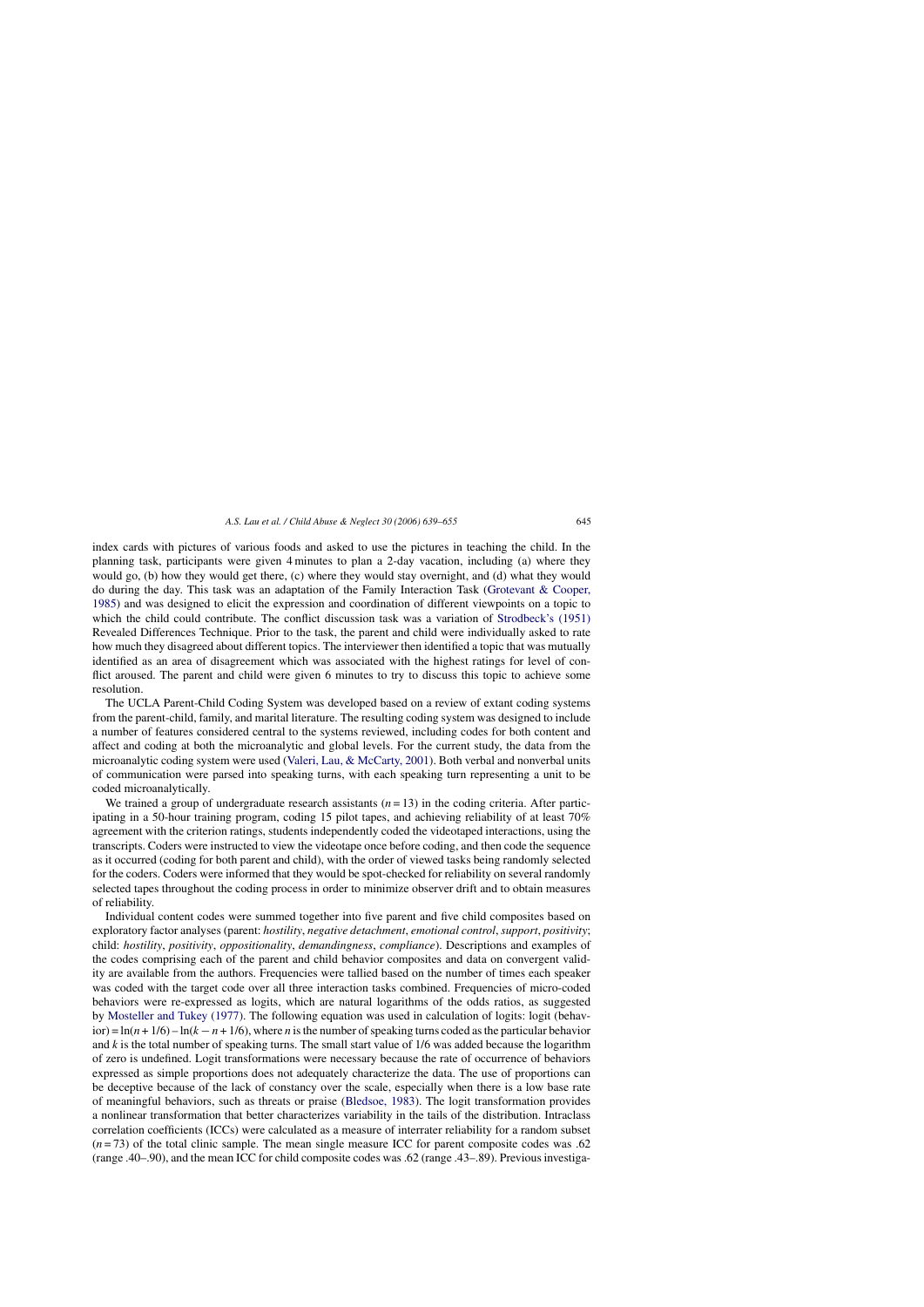index cards with pictures of various foods and asked to use the pictures in teaching the child. In the planning task, participants were given 4 minutes to plan a 2-day vacation, including (a) where they would go, (b) how they would get there, (c) where they would stay overnight, and (d) what they would do during the day. This task was an adaptation of the Family Interaction Task (Grotevant & Cooper, 1985) and was designed to elicit the expression and coordination of different viewpoints on a topic to which the child could contribute. The conflict discussion task was a variation of Strodbeck's (1951) Revealed Differences Technique. Prior to the task, the parent and child were individually asked to rate how much they disagreed about different topics. The interviewer then identified a topic that was mutually identified as an area of disagreement which was associated with the highest ratings for level of conflict aroused. The parent and child were given 6 minutes to try to discuss this topic to achieve some resolution.

The UCLA Parent-Child Coding System was developed based on a review of extant coding systems from the parent-child, family, and marital literature. The resulting coding system was designed to include a number of features considered central to the systems reviewed, including codes for both content and affect and coding at both the microanalytic and global levels. For the current study, the data from the microanalytic coding system were used (Valeri, Lau, & McCarty, 2001). Both verbal and nonverbal units of communication were parsed into speaking turns, with each speaking turn representing a unit to be coded microanalytically.

We trained a group of undergraduate research assistants ($n = 13$) in the coding criteria. After participating in a 50-hour training program, coding 15 pilot tapes, and achieving reliability of at least 70% agreement with the criterion ratings, students independently coded the videotaped interactions, using the transcripts. Coders were instructed to view the videotape once before coding, and then code the sequence as it occurred (coding for both parent and child), with the order of viewed tasks being randomly selected for the coders. Coders were informed that they would be spot-checked for reliability on several randomly selected tapes throughout the coding process in order to minimize observer drift and to obtain measures of reliability.

Individual content codes were summed together into five parent and five child composites based on exploratory factor analyses (parent: *hostility*, *negative detachment*, *emotional control*, *support*, *positivity*; child: *hostility*, *positivity*, *oppositionality*, *demandingness*, *compliance*). Descriptions and examples of the codes comprising each of the parent and child behavior composites and data on convergent validity are available from the authors. Frequencies were tallied based on the number of times each speaker was coded with the target code over all three interaction tasks combined. Frequencies of micro-coded behaviors were re-expressed as logits, which are natural logarithms of the odds ratios, as suggested by Mosteller and Tukey (1977). The following equation was used in calculation of logits: logit (behavior) = $\ln(n + 1/6) - \ln(k - n + 1/6)$, where $n$ is the number of speaking turns coded as the particular behavior and $k$ is the total number of speaking turns. The small start value of 1/6 was added because the logarithm of zero is undefined. Logit transformations were necessary because the rate of occurrence of behaviors expressed as simple proportions does not adequately characterize the data. The use of proportions can be deceptive because of the lack of constancy over the scale, especially when there is a low base rate of meaningful behaviors, such as threats or praise (Bledsoe, 1983). The logit transformation provides a nonlinear transformation that better characterizes variability in the tails of the distribution. Intraclass correlation coefficients (ICCs) were calculated as a measure of interrater reliability for a random subset ($n = 73$) of the total clinic sample. The mean single measure ICC for parent composite codes was .62 (range .40–.90), and the mean ICC for child composite codes was .62 (range .43–.89). Previous investiga-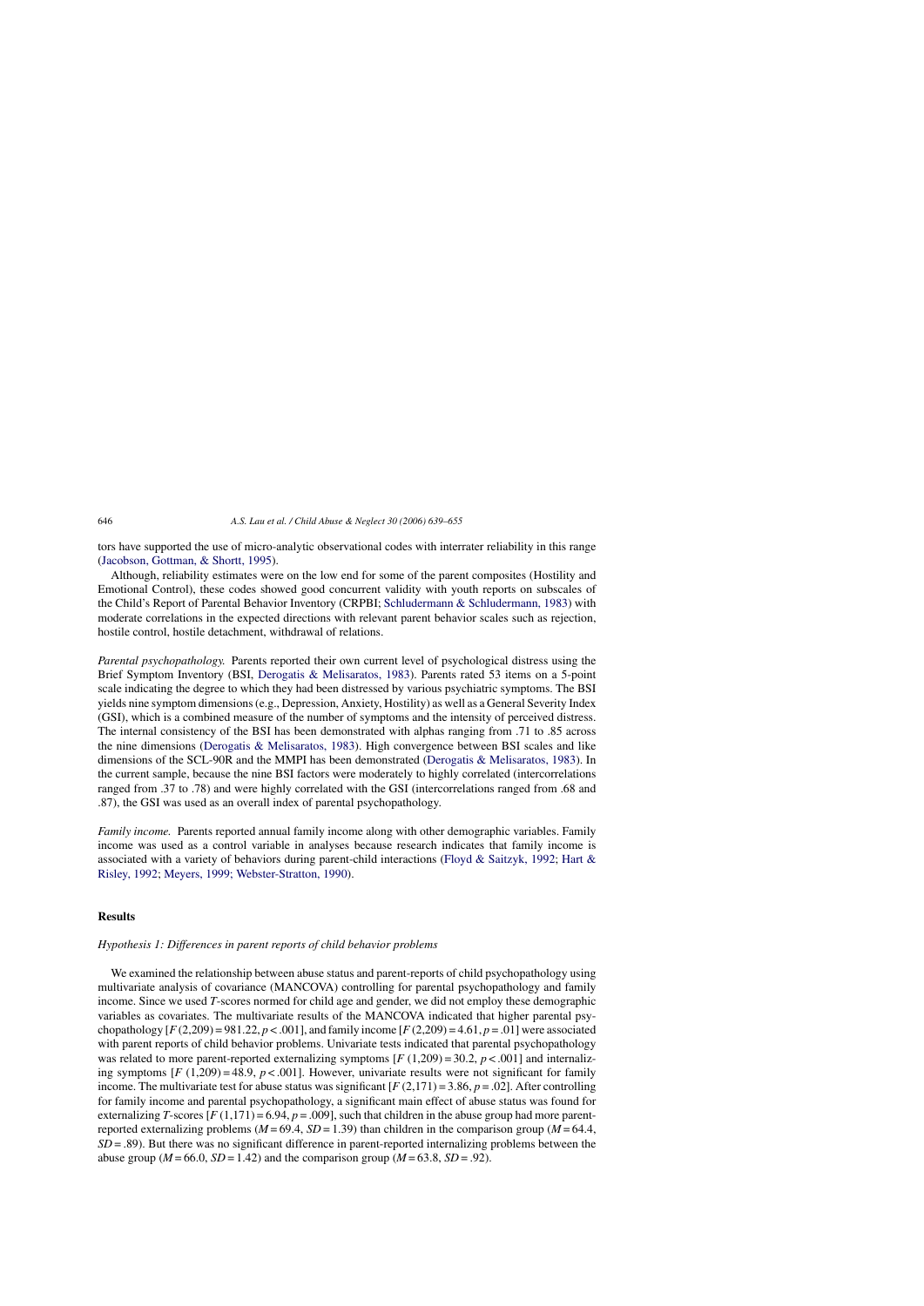tors have supported the use of micro-analytic observational codes with interrater reliability in this range (Jacobson, Gottman, & Shortt, 1995).

Although, reliability estimates were on the low end for some of the parent composites (Hostility and Emotional Control), these codes showed good concurrent validity with youth reports on subscales of the Child's Report of Parental Behavior Inventory (CRPBI; Schludermann & Schludermann, 1983) with moderate correlations in the expected directions with relevant parent behavior scales such as rejection, hostile control, hostile detachment, withdrawal of relations.

*Parental psychopathology.* Parents reported their own current level of psychological distress using the Brief Symptom Inventory (BSI, Derogatis & Melisaratos, 1983). Parents rated 53 items on a 5-point scale indicating the degree to which they had been distressed by various psychiatric symptoms. The BSI yields nine symptom dimensions (e.g., Depression, Anxiety, Hostility) as well as a General Severity Index (GSI), which is a combined measure of the number of symptoms and the intensity of perceived distress. The internal consistency of the BSI has been demonstrated with alphas ranging from .71 to .85 across the nine dimensions (Derogatis & Melisaratos, 1983). High convergence between BSI scales and like dimensions of the SCL-90R and the MMPI has been demonstrated (Derogatis & Melisaratos, 1983). In the current sample, because the nine BSI factors were moderately to highly correlated (intercorrelations ranged from .37 to .78) and were highly correlated with the GSI (intercorrelations ranged from .68 and .87), the GSI was used as an overall index of parental psychopathology.

*Family income.* Parents reported annual family income along with other demographic variables. Family income was used as a control variable in analyses because research indicates that family income is associated with a variety of behaviors during parent-child interactions (Floyd & Saitzyk, 1992; Hart & Risley, 1992; Meyers, 1999; Webster-Stratton, 1990).

## Results

### *Hypothesis 1: Differences in parent reports of child behavior problems*

We examined the relationship between abuse status and parent-reports of child psychopathology using multivariate analysis of covariance (MANCOVA) controlling for parental psychopathology and family income. Since we used *T*-scores normed for child age and gender, we did not employ these demographic variables as covariates. The multivariate results of the MANCOVA indicated that higher parental psychopathology [$F(2,209) = 981.22, p < .001$], and family income [$F(2,209) = 4.61, p = .01$] were associated with parent reports of child behavior problems. Univariate tests indicated that parental psychopathology was related to more parent-reported externalizing symptoms [$F(1,209) = 30.2, p < .001$] and internalizing symptoms [$F(1,209) = 48.9, p < .001$]. However, univariate results were not significant for family income. The multivariate test for abuse status was significant [$F(2,171) = 3.86, p = .02$]. After controlling for family income and parental psychopathology, a significant main effect of abuse status was found for externalizing *T*-scores [$F(1,171) = 6.94, p = .009$], such that children in the abuse group had more parent-reported externalizing problems ($M = 69.4$, $SD = 1.39$) than children in the comparison group ($M = 64.4$, $SD = .89$). But there was no significant difference in parent-reported internalizing problems between the abuse group ($M = 66.0$, $SD = 1.42$) and the comparison group ($M = 63.8$, $SD = .92$).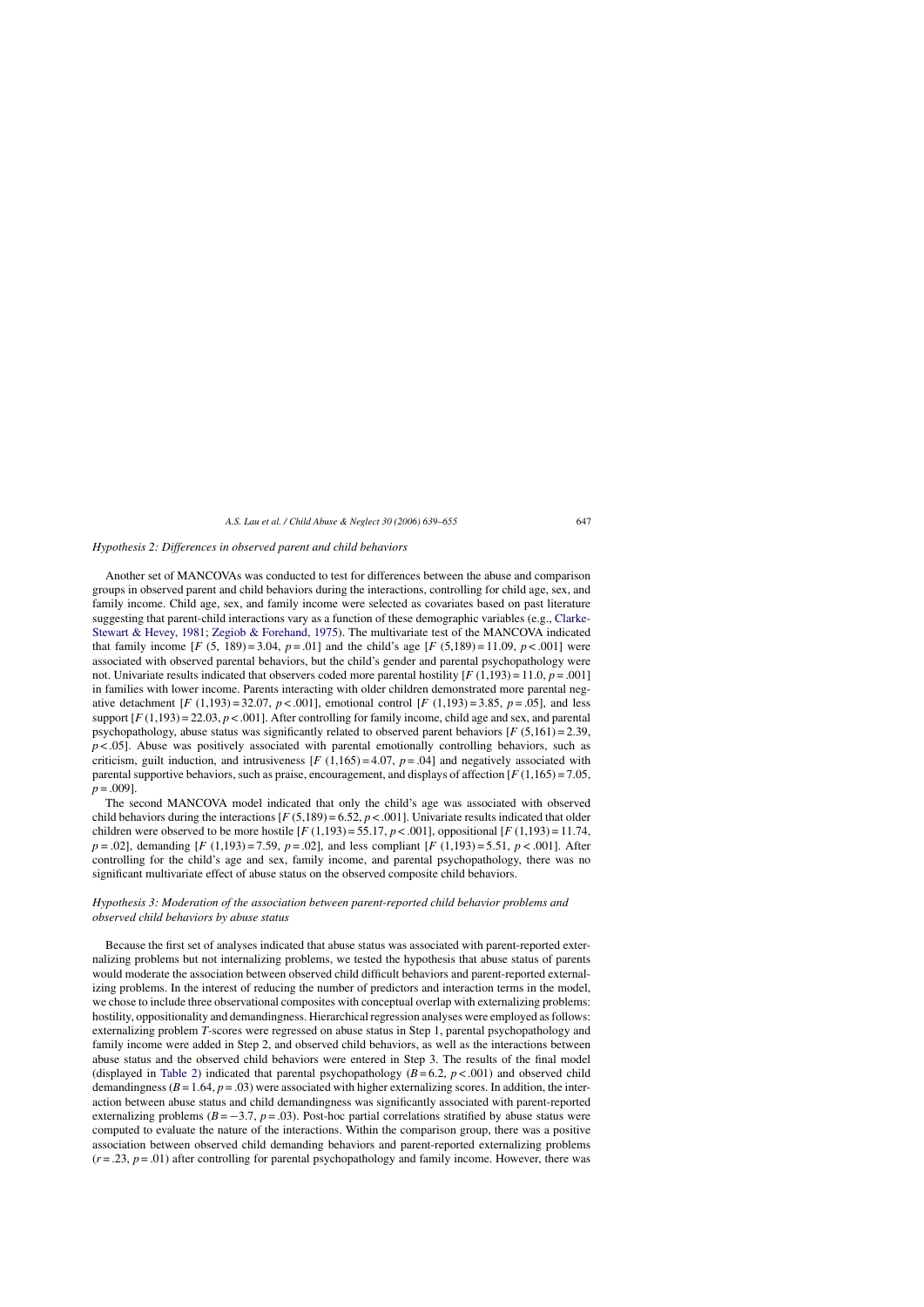### *Hypothesis 2: Differences in observed parent and child behaviors*

Another set of MANCOVAs was conducted to test for differences between the abuse and comparison groups in observed parent and child behaviors during the interactions, controlling for child age, sex, and family income. Child age, sex, and family income were selected as covariates based on past literature suggesting that parent-child interactions vary as a function of these demographic variables (e.g., Clarke-Stewart & Hevey, 1981; Zegiob & Forehand, 1975). The multivariate test of the MANCOVA indicated that family income [$F$ (5, 189) = 3.04, $p$ = .01] and the child's age [$F$ (5,189) = 11.09, $p < .001$] were associated with observed parental behaviors, but the child's gender and parental psychopathology were not. Univariate results indicated that observers coded more parental hostility [$F$ (1,193) = 11.0, $p$ = .001] in families with lower income. Parents interacting with older children demonstrated more parental negative detachment [$F$ (1,193) = 32.07, $p < .001$], emotional control [$F$ (1,193) = 3.85, $p$ = .05], and less support [$F$ (1,193) = 22.03, $p < .001$]. After controlling for family income, child age and sex, and parental psychopathology, abuse status was significantly related to observed parent behaviors [$F$ (5,161) = 2.39, $p < .05$]. Abuse was positively associated with parental emotionally controlling behaviors, such as criticism, guilt induction, and intrusiveness [$F$ (1,165) = 4.07, $p$ = .04] and negatively associated with parental supportive behaviors, such as praise, encouragement, and displays of affection [$F$ (1,165) = 7.05, $p$ = .009].

The second MANCOVA model indicated that only the child's age was associated with observed child behaviors during the interactions [$F$ (5,189) = 6.52, $p < .001$]. Univariate results indicated that older children were observed to be more hostile [$F$ (1,193) = 55.17, $p < .001$], oppositional [$F$ (1,193) = 11.74, $p$ = .02], demanding [$F$ (1,193) = 7.59, $p$ = .02], and less compliant [$F$ (1,193) = 5.51, $p < .001$]. After controlling for the child's age and sex, family income, and parental psychopathology, there was no significant multivariate effect of abuse status on the observed composite child behaviors.

### *Hypothesis 3: Moderation of the association between parent-reported child behavior problems and observed child behaviors by abuse status*

Because the first set of analyses indicated that abuse status was associated with parent-reported externalizing problems but not internalizing problems, we tested the hypothesis that abuse status of parents would moderate the association between observed child difficult behaviors and parent-reported externalizing problems. In the interest of reducing the number of predictors and interaction terms in the model, we chose to include three observational composites with conceptual overlap with externalizing problems: hostility, oppositionality and demandingness. Hierarchical regression analyses were employed as follows: externalizing problem $T$-scores were regressed on abuse status in Step 1, parental psychopathology and family income were added in Step 2, and observed child behaviors, as well as the interactions between abuse status and the observed child behaviors were entered in Step 3. The results of the final model (displayed in Table 2) indicated that parental psychopathology ($B$ = 6.2, $p < .001$) and observed child demandingness ($B$ = 1.64, $p$ = .03) were associated with higher externalizing scores. In addition, the interaction between abuse status and child demandingness was significantly associated with parent-reported externalizing problems ($B$ = −3.7, $p$ = .03). Post-hoc partial correlations stratified by abuse status were computed to evaluate the nature of the interactions. Within the comparison group, there was a positive association between observed child demanding behaviors and parent-reported externalizing problems ($r$ = .23, $p$ = .01) after controlling for parental psychopathology and family income. However, there was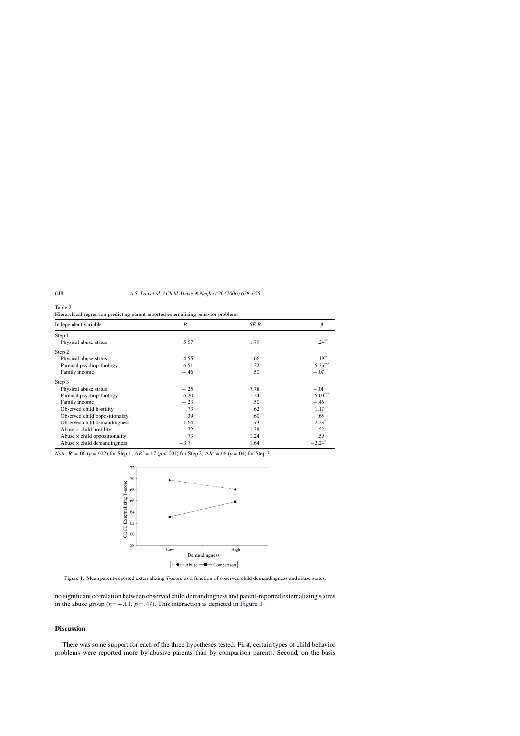Table 2
Hierarchical regression predicting parent-reported externalizing behavior problems

| Independent variable | B | SE B | β |
|---|---|---|---|
| Step 1 | | | |
| Physical abuse status | 5.57 | 1.79 | .24** |
| Step 2 | | | |
| Physical abuse status | 4.55 | 1.66 | .19** |
| Parental psychopathology | 6.51 | 1.22 | 5.36*** |
| Family income | −.46 | .50 | −.07 |
| Step 3 | | | |
| Physical abuse status | −.25 | 7.78 | −.01 |
| Parental psychopathology | 6.20 | 1.24 | 5.00*** |
| Family income | −.23 | .50 | −.46 |
| Observed child hostility | .73 | .62 | 1.17 |
| Observed child oppositionality | .39 | .60 | .65 |
| Observed child demandingness | 1.64 | .73 | 2.23* |
| Abuse × child hostility | .72 | 1.38 | .52 |
| Abuse × child oppositionality | .73 | 1.24 | .59 |
| Abuse × child demandingness | −3.7 | 1.64 | −2.24* |

*Note*. $R^2 = .06$ ($p = .002$) for Step 1; $\Delta R^2 = .17$ ($p < .001$) for Step 2; $\Delta R^2 = .06$ ($p = .04$) for Step 3.

Figure 1. Mean parent-reported externalizing *T*-score as a function of observed child demandingness and abuse status.

no significant correlation between observed child demandingness and parent-reported externalizing scores in the abuse group ($r = -.11$, $p = .47$). This interaction is depicted in Figure 1

## Discussion

There was some support for each of the three hypotheses tested. First, certain types of child behavior problems were reported more by abusive parents than by comparison parents. Second, on the basis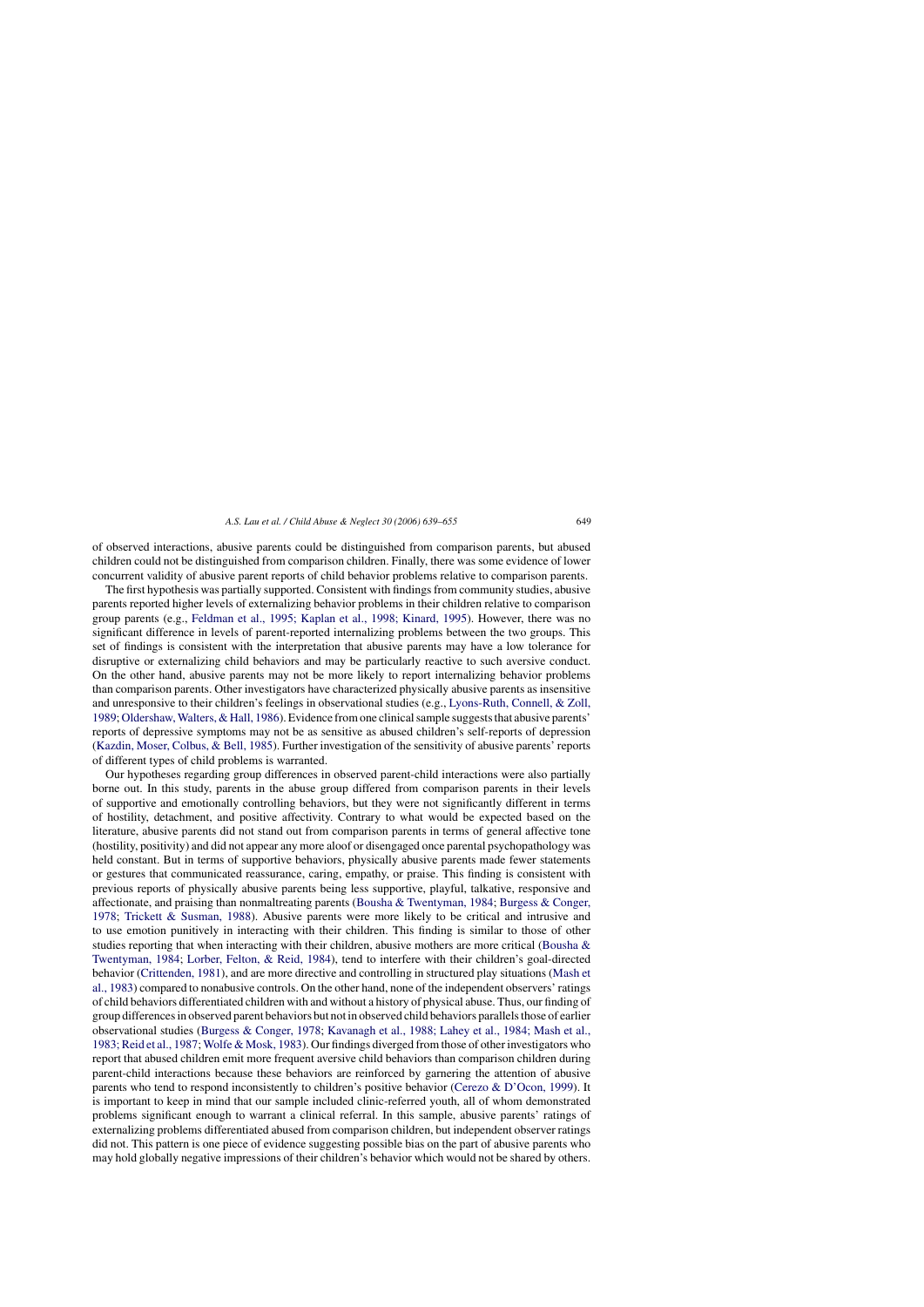of observed interactions, abusive parents could be distinguished from comparison parents, but abused children could not be distinguished from comparison children. Finally, there was some evidence of lower concurrent validity of abusive parent reports of child behavior problems relative to comparison parents.

The first hypothesis was partially supported. Consistent with findings from community studies, abusive parents reported higher levels of externalizing behavior problems in their children relative to comparison group parents (e.g., Feldman et al., 1995; Kaplan et al., 1998; Kinard, 1995). However, there was no significant difference in levels of parent-reported internalizing problems between the two groups. This set of findings is consistent with the interpretation that abusive parents may have a low tolerance for disruptive or externalizing child behaviors and may be particularly reactive to such aversive conduct. On the other hand, abusive parents may not be more likely to report internalizing behavior problems than comparison parents. Other investigators have characterized physically abusive parents as insensitive and unresponsive to their children's feelings in observational studies (e.g., Lyons-Ruth, Connell, & Zoll, 1989; Oldershaw, Walters, & Hall, 1986). Evidence from one clinical sample suggests that abusive parents' reports of depressive symptoms may not be as sensitive as abused children's self-reports of depression (Kazdin, Moser, Colbus, & Bell, 1985). Further investigation of the sensitivity of abusive parents' reports of different types of child problems is warranted.

Our hypotheses regarding group differences in observed parent-child interactions were also partially borne out. In this study, parents in the abuse group differed from comparison parents in their levels of supportive and emotionally controlling behaviors, but they were not significantly different in terms of hostility, detachment, and positive affectivity. Contrary to what would be expected based on the literature, abusive parents did not stand out from comparison parents in terms of general affective tone (hostility, positivity) and did not appear any more aloof or disengaged once parental psychopathology was held constant. But in terms of supportive behaviors, physically abusive parents made fewer statements or gestures that communicated reassurance, caring, empathy, or praise. This finding is consistent with previous reports of physically abusive parents being less supportive, playful, talkative, responsive and affectionate, and praising than nonmaltreating parents (Bousha & Twentyman, 1984; Burgess & Conger, 1978; Trickett & Susman, 1988). Abusive parents were more likely to be critical and intrusive and to use emotion punitively in interacting with their children. This finding is similar to those of other studies reporting that when interacting with their children, abusive mothers are more critical (Bousha & Twentyman, 1984; Lorber, Felton, & Reid, 1984), tend to interfere with their children's goal-directed behavior (Crittenden, 1981), and are more directive and controlling in structured play situations (Mash et al., 1983) compared to nonabusive controls. On the other hand, none of the independent observers' ratings of child behaviors differentiated children with and without a history of physical abuse. Thus, our finding of group differences in observed parent behaviors but not in observed child behaviors parallels those of earlier observational studies (Burgess & Conger, 1978; Kavanagh et al., 1988; Lahey et al., 1984; Mash et al., 1983; Reid et al., 1987; Wolfe & Mosk, 1983). Our findings diverged from those of other investigators who report that abused children emit more frequent aversive child behaviors than comparison children during parent-child interactions because these behaviors are reinforced by garnering the attention of abusive parents who tend to respond inconsistently to children's positive behavior (Cerezo & D'Ocon, 1999). It is important to keep in mind that our sample included clinic-referred youth, all of whom demonstrated problems significant enough to warrant a clinical referral. In this sample, abusive parents' ratings of externalizing problems differentiated abused from comparison children, but independent observer ratings did not. This pattern is one piece of evidence suggesting possible bias on the part of abusive parents who may hold globally negative impressions of their children's behavior which would not be shared by others.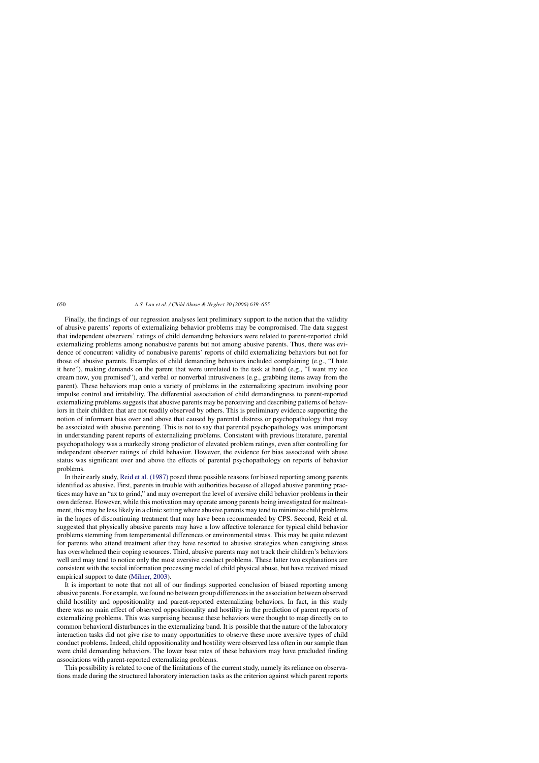Finally, the findings of our regression analyses lent preliminary support to the notion that the validity of abusive parents' reports of externalizing behavior problems may be compromised. The data suggest that independent observers' ratings of child demanding behaviors were related to parent-reported child externalizing problems among nonabusive parents but not among abusive parents. Thus, there was evidence of concurrent validity of nonabusive parents' reports of child externalizing behaviors but not for those of abusive parents. Examples of child demanding behaviors included complaining (e.g., "I hate it here"), making demands on the parent that were unrelated to the task at hand (e.g., "I want my ice cream now, you promised"), and verbal or nonverbal intrusiveness (e.g., grabbing items away from the parent). These behaviors map onto a variety of problems in the externalizing spectrum involving poor impulse control and irritability. The differential association of child demandingness to parent-reported externalizing problems suggests that abusive parents may be perceiving and describing patterns of behaviors in their children that are not readily observed by others. This is preliminary evidence supporting the notion of informant bias over and above that caused by parental distress or psychopathology that may be associated with abusive parenting. This is not to say that parental psychopathology was unimportant in understanding parent reports of externalizing problems. Consistent with previous literature, parental psychopathology was a markedly strong predictor of elevated problem ratings, even after controlling for independent observer ratings of child behavior. However, the evidence for bias associated with abuse status was significant over and above the effects of parental psychopathology on reports of behavior problems.

In their early study, Reid et al. (1987) posed three possible reasons for biased reporting among parents identified as abusive. First, parents in trouble with authorities because of alleged abusive parenting practices may have an "ax to grind," and may overreport the level of aversive child behavior problems in their own defense. However, while this motivation may operate among parents being investigated for maltreatment, this may be less likely in a clinic setting where abusive parents may tend to minimize child problems in the hopes of discontinuing treatment that may have been recommended by CPS. Second, Reid et al. suggested that physically abusive parents may have a low affective tolerance for typical child behavior problems stemming from temperamental differences or environmental stress. This may be quite relevant for parents who attend treatment after they have resorted to abusive strategies when caregiving stress has overwhelmed their coping resources. Third, abusive parents may not track their children's behaviors well and may tend to notice only the most aversive conduct problems. These latter two explanations are consistent with the social information processing model of child physical abuse, but have received mixed empirical support to date (Milner, 2003).

It is important to note that not all of our findings supported conclusion of biased reporting among abusive parents. For example, we found no between group differences in the association between observed child hostility and oppositionality and parent-reported externalizing behaviors. In fact, in this study there was no main effect of observed oppositionality and hostility in the prediction of parent reports of externalizing problems. This was surprising because these behaviors were thought to map directly on to common behavioral disturbances in the externalizing band. It is possible that the nature of the laboratory interaction tasks did not give rise to many opportunities to observe these more aversive types of child conduct problems. Indeed, child oppositionality and hostility were observed less often in our sample than were child demanding behaviors. The lower base rates of these behaviors may have precluded finding associations with parent-reported externalizing problems.

This possibility is related to one of the limitations of the current study, namely its reliance on observations made during the structured laboratory interaction tasks as the criterion against which parent reports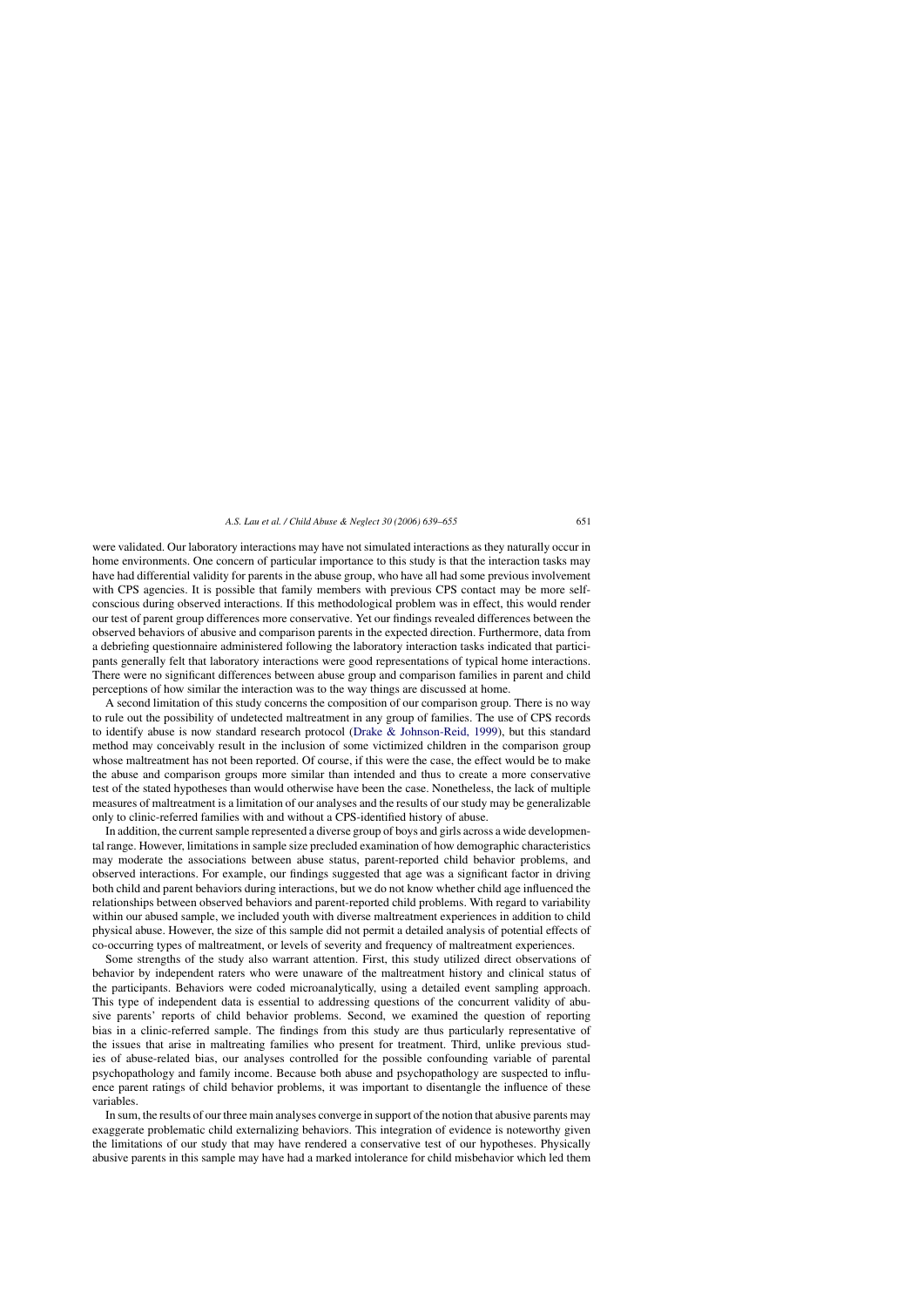were validated. Our laboratory interactions may have not simulated interactions as they naturally occur in home environments. One concern of particular importance to this study is that the interaction tasks may have had differential validity for parents in the abuse group, who have all had some previous involvement with CPS agencies. It is possible that family members with previous CPS contact may be more self-conscious during observed interactions. If this methodological problem was in effect, this would render our test of parent group differences more conservative. Yet our findings revealed differences between the observed behaviors of abusive and comparison parents in the expected direction. Furthermore, data from a debriefing questionnaire administered following the laboratory interaction tasks indicated that participants generally felt that laboratory interactions were good representations of typical home interactions. There were no significant differences between abuse group and comparison families in parent and child perceptions of how similar the interaction was to the way things are discussed at home.

A second limitation of this study concerns the composition of our comparison group. There is no way to rule out the possibility of undetected maltreatment in any group of families. The use of CPS records to identify abuse is now standard research protocol (Drake & Johnson-Reid, 1999), but this standard method may conceivably result in the inclusion of some victimized children in the comparison group whose maltreatment has not been reported. Of course, if this were the case, the effect would be to make the abuse and comparison groups more similar than intended and thus to create a more conservative test of the stated hypotheses than would otherwise have been the case. Nonetheless, the lack of multiple measures of maltreatment is a limitation of our analyses and the results of our study may be generalizable only to clinic-referred families with and without a CPS-identified history of abuse.

In addition, the current sample represented a diverse group of boys and girls across a wide developmental range. However, limitations in sample size precluded examination of how demographic characteristics may moderate the associations between abuse status, parent-reported child behavior problems, and observed interactions. For example, our findings suggested that age was a significant factor in driving both child and parent behaviors during interactions, but we do not know whether child age influenced the relationships between observed behaviors and parent-reported child problems. With regard to variability within our abused sample, we included youth with diverse maltreatment experiences in addition to child physical abuse. However, the size of this sample did not permit a detailed analysis of potential effects of co-occurring types of maltreatment, or levels of severity and frequency of maltreatment experiences.

Some strengths of the study also warrant attention. First, this study utilized direct observations of behavior by independent raters who were unaware of the maltreatment history and clinical status of the participants. Behaviors were coded microanalytically, using a detailed event sampling approach. This type of independent data is essential to addressing questions of the concurrent validity of abusive parents' reports of child behavior problems. Second, we examined the question of reporting bias in a clinic-referred sample. The findings from this study are thus particularly representative of the issues that arise in maltreating families who present for treatment. Third, unlike previous studies of abuse-related bias, our analyses controlled for the possible confounding variable of parental psychopathology and family income. Because both abuse and psychopathology are suspected to influence parent ratings of child behavior problems, it was important to disentangle the influence of these variables.

In sum, the results of our three main analyses converge in support of the notion that abusive parents may exaggerate problematic child externalizing behaviors. This integration of evidence is noteworthy given the limitations of our study that may have rendered a conservative test of our hypotheses. Physically abusive parents in this sample may have had a marked intolerance for child misbehavior which led them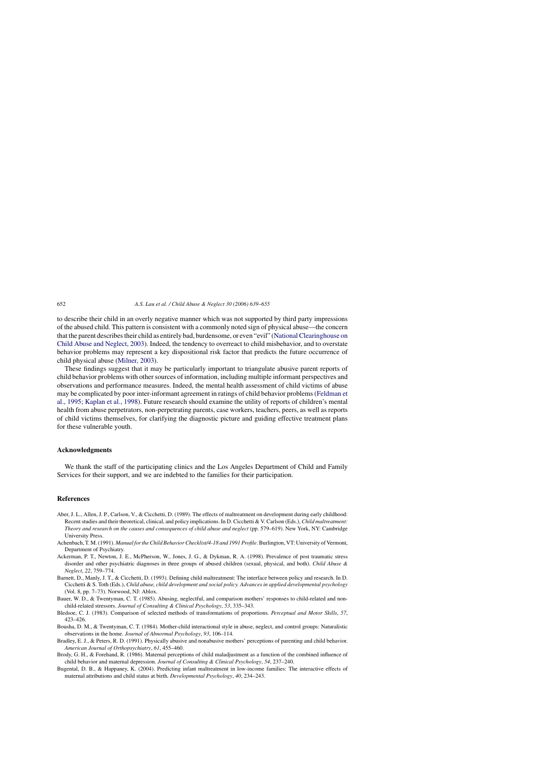to describe their child in an overly negative manner which was not supported by third party impressions of the abused child. This pattern is consistent with a commonly noted sign of physical abuse—the concern that the parent describes their child as entirely bad, burdensome, or even "evil" (National Clearinghouse on Child Abuse and Neglect, 2003). Indeed, the tendency to overreact to child misbehavior, and to overstate behavior problems may represent a key dispositional risk factor that predicts the future occurrence of child physical abuse (Milner, 2003).

These findings suggest that it may be particularly important to triangulate abusive parent reports of child behavior problems with other sources of information, including multiple informant perspectives and observations and performance measures. Indeed, the mental health assessment of child victims of abuse may be complicated by poor inter-informant agreement in ratings of child behavior problems (Feldman et al., 1995; Kaplan et al., 1998). Future research should examine the utility of reports of children's mental health from abuse perpetrators, non-perpetrating parents, case workers, teachers, peers, as well as reports of child victims themselves, for clarifying the diagnostic picture and guiding effective treatment plans for these vulnerable youth.

## Acknowledgments

We thank the staff of the participating clinics and the Los Angeles Department of Child and Family Services for their support, and we are indebted to the families for their participation.

## References

Aber, J. L., Allen, J. P., Carlson, V., & Cicchetti, D. (1989). The effects of maltreatment on development during early childhood: Recent studies and their theoretical, clinical, and policy implications. In D. Cicchetti & V. Carlson (Eds.), *Child maltreatment: Theory and research on the causes and consequences of child abuse and neglect* (pp. 579–619). New York, NY: Cambridge University Press.

Achenbach, T. M. (1991). *Manual for the Child Behavior Checklist/4-18 and 1991 Profile*. Burlington, VT: University of Vermont, Department of Psychiatry.

Ackerman, P. T., Newton, J. E., McPherson, W., Jones, J. G., & Dykman, R. A. (1998). Prevalence of post traumatic stress disorder and other psychiatric diagnoses in three groups of abused children (sexual, physical, and both). *Child Abuse & Neglect*, *22*, 759–774.

Barnett, D., Manly, J. T., & Cicchetti, D. (1993). Defining child maltreatment: The interface between policy and research. In D. Cicchetti & S. Toth (Eds.), *Child abuse, child development and social policy. Advances in applied developmental psychology* (Vol. 8, pp. 7–73). Norwood, NJ: Ablox.

Bauer, W. D., & Twentyman, C. T. (1985). Abusing, neglectful, and comparison mothers' responses to child-related and non-child-related stressors. *Journal of Consulting & Clinical Psychology*, *53*, 335–343.

Bledsoe, C. J. (1983). Comparison of selected methods of transformations of proportions. *Perceptual and Motor Skills*, *57*, 423–426.

Bousha, D. M., & Twentyman, C. T. (1984). Mother-child interactional style in abuse, neglect, and control groups: Naturalistic observations in the home. *Journal of Abnormal Psychology*, *93*, 106–114.

Bradley, E. J., & Peters, R. D. (1991). Physically abusive and nonabusive mothers' perceptions of parenting and child behavior. *American Journal of Orthopsychiatry*, *61*, 455–460.

Brody, G. H., & Forehand, R. (1986). Maternal perceptions of child maladjustment as a function of the combined influence of child behavior and maternal depression. *Journal of Consulting & Clinical Psychology*, *54*, 237–240.

Bugental, D. B., & Happaney, K. (2004). Predicting infant maltreatment in low-income families: The interactive effects of maternal attributions and child status at birth. *Developmental Psychology*, *40*, 234–243.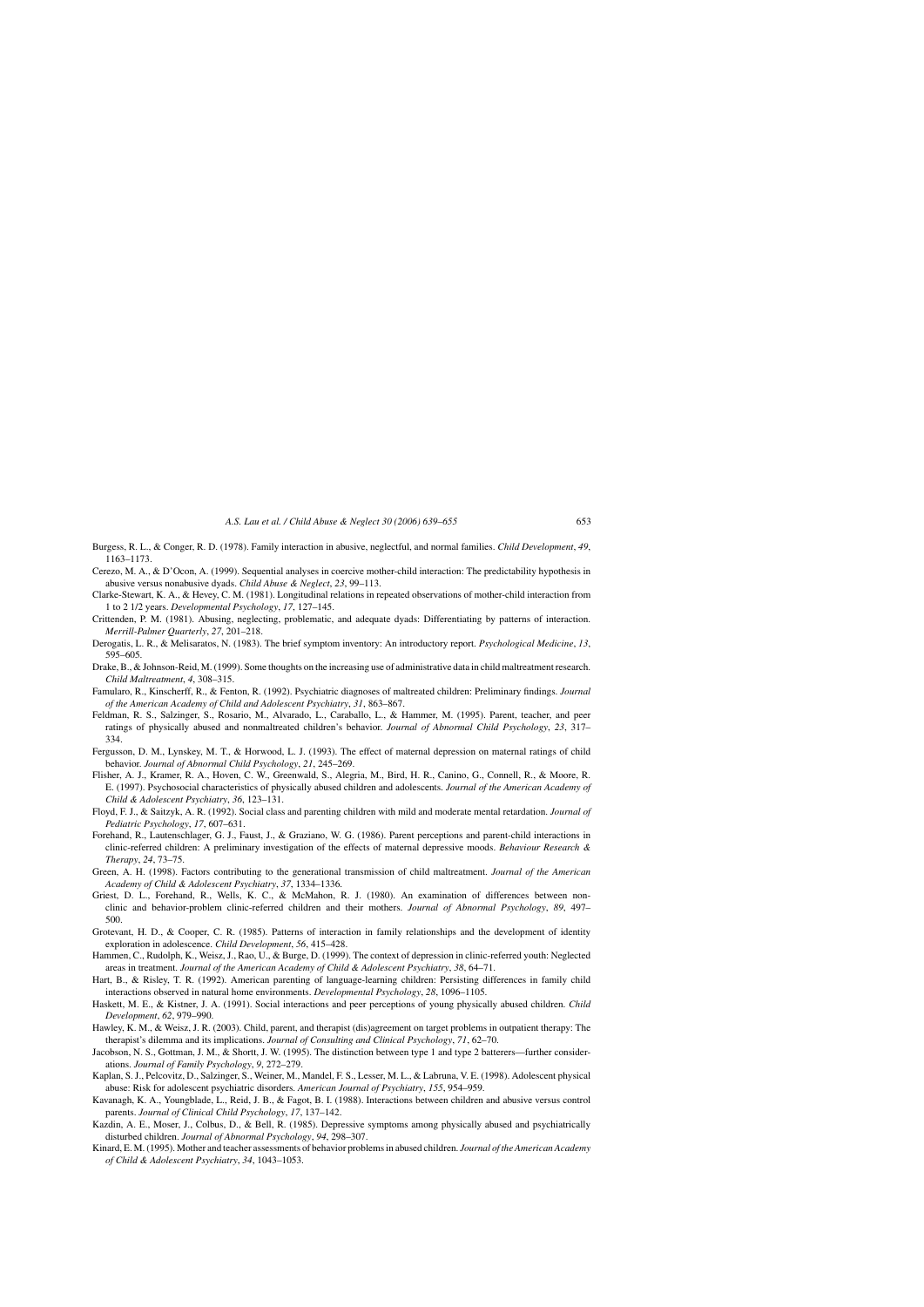Burgess, R. L., & Conger, R. D. (1978). Family interaction in abusive, neglectful, and normal families. *Child Development*, *49*, 1163–1173.

Cerezo, M. A., & D'Ocon, A. (1999). Sequential analyses in coercive mother-child interaction: The predictability hypothesis in abusive versus nonabusive dyads. *Child Abuse & Neglect*, *23*, 99–113.

Clarke-Stewart, K. A., & Hevey, C. M. (1981). Longitudinal relations in repeated observations of mother-child interaction from 1 to 2 1/2 years. *Developmental Psychology*, *17*, 127–145.

Crittenden, P. M. (1981). Abusing, neglecting, problematic, and adequate dyads: Differentiating by patterns of interaction. *Merrill-Palmer Quarterly*, *27*, 201–218.

Derogatis, L. R., & Melisaratos, N. (1983). The brief symptom inventory: An introductory report. *Psychological Medicine*, *13*, 595–605.

Drake, B., & Johnson-Reid, M. (1999). Some thoughts on the increasing use of administrative data in child maltreatment research. *Child Maltreatment*, *4*, 308–315.

Famularo, R., Kinscherff, R., & Fenton, R. (1992). Psychiatric diagnoses of maltreated children: Preliminary findings. *Journal of the American Academy of Child and Adolescent Psychiatry*, *31*, 863–867.

Feldman, R. S., Salzinger, S., Rosario, M., Alvarado, L., Caraballo, L., & Hammer, M. (1995). Parent, teacher, and peer ratings of physically abused and nonmaltreated children's behavior. *Journal of Abnormal Child Psychology*, *23*, 317–334.

Fergusson, D. M., Lynskey, M. T., & Horwood, L. J. (1993). The effect of maternal depression on maternal ratings of child behavior. *Journal of Abnormal Child Psychology*, *21*, 245–269.

Flisher, A. J., Kramer, R. A., Hoven, C. W., Greenwald, S., Alegria, M., Bird, H. R., Canino, G., Connell, R., & Moore, R. E. (1997). Psychosocial characteristics of physically abused children and adolescents. *Journal of the American Academy of Child & Adolescent Psychiatry*, *36*, 123–131.

Floyd, F. J., & Saitzyk, A. R. (1992). Social class and parenting children with mild and moderate mental retardation. *Journal of Pediatric Psychology*, *17*, 607–631.

Forehand, R., Lautenschlager, G. J., Faust, J., & Graziano, W. G. (1986). Parent perceptions and parent-child interactions in clinic-referred children: A preliminary investigation of the effects of maternal depressive moods. *Behaviour Research & Therapy*, *24*, 73–75.

Green, A. H. (1998). Factors contributing to the generational transmission of child maltreatment. *Journal of the American Academy of Child & Adolescent Psychiatry*, *37*, 1334–1336.

Griest, D. L., Forehand, R., Wells, K. C., & McMahon, R. J. (1980). An examination of differences between nonclinic and behavior-problem clinic-referred children and their mothers. *Journal of Abnormal Psychology*, *89*, 497–500.

Grotevant, H. D., & Cooper, C. R. (1985). Patterns of interaction in family relationships and the development of identity exploration in adolescence. *Child Development*, *56*, 415–428.

Hammen, C., Rudolph, K., Weisz, J., Rao, U., & Burge, D. (1999). The context of depression in clinic-referred youth: Neglected areas in treatment. *Journal of the American Academy of Child & Adolescent Psychiatry*, *38*, 64–71.

Hart, B., & Risley, T. R. (1992). American parenting of language-learning children: Persisting differences in family child interactions observed in natural home environments. *Developmental Psychology*, *28*, 1096–1105.

Haskett, M. E., & Kistner, J. A. (1991). Social interactions and peer perceptions of young physically abused children. *Child Development*, *62*, 979–990.

Hawley, K. M., & Weisz, J. R. (2003). Child, parent, and therapist (dis)agreement on target problems in outpatient therapy: The therapist's dilemma and its implications. *Journal of Consulting and Clinical Psychology*, *71*, 62–70.

Jacobson, N. S., Gottman, J. M., & Shortt, J. W. (1995). The distinction between type 1 and type 2 batterers—further considerations. *Journal of Family Psychology*, *9*, 272–279.

Kaplan, S. J., Pelcovitz, D., Salzinger, S., Weiner, M., Mandel, F. S., Lesser, M. L., & Labruna, V. E. (1998). Adolescent physical abuse: Risk for adolescent psychiatric disorders. *American Journal of Psychiatry*, *155*, 954–959.

Kavanagh, K. A., Youngblade, L., Reid, J. B., & Fagot, B. I. (1988). Interactions between children and abusive versus control parents. *Journal of Clinical Child Psychology*, *17*, 137–142.

Kazdin, A. E., Moser, J., Colbus, D., & Bell, R. (1985). Depressive symptoms among physically abused and psychiatrically disturbed children. *Journal of Abnormal Psychology*, *94*, 298–307.

Kinard, E. M. (1995). Mother and teacher assessments of behavior problems in abused children. *Journal of the American Academy of Child & Adolescent Psychiatry*, *34*, 1043–1053.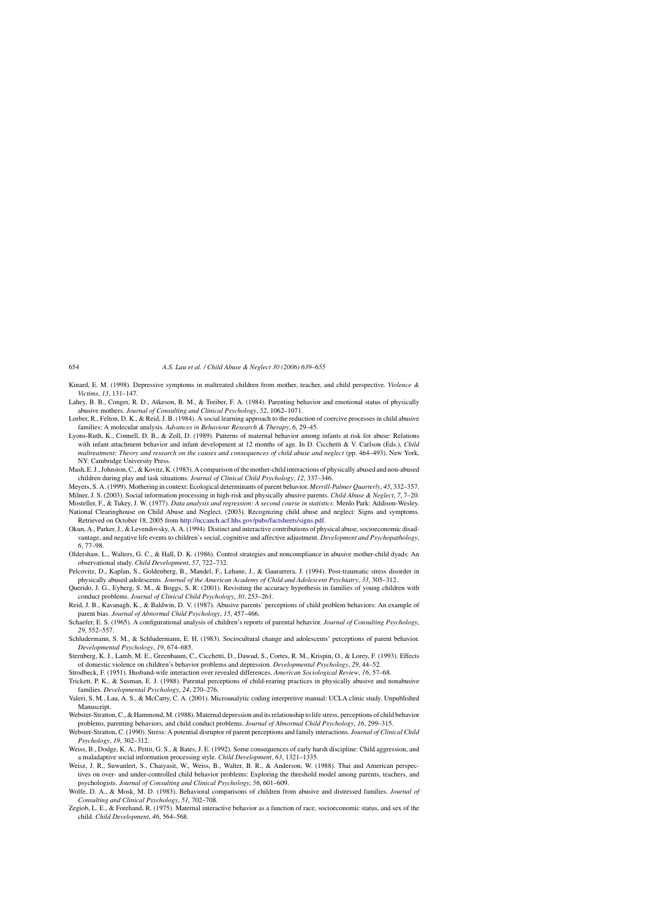Kinard, E. M. (1998). Depressive symptoms in maltreated children from mother, teacher, and child perspective. *Violence & Victims*, *13*, 131–147.

Lahey, B. B., Conger, R. D., Atkeson, B. M., & Treiber, F. A. (1984). Parenting behavior and emotional status of physically abusive mothers. *Journal of Consulting and Clinical Psychology*, *52*, 1062–1071.

Lorber, R., Felton, D. K., & Reid, J. B. (1984). A social learning approach to the reduction of coercive processes in child abusive families: A molecular analysis. *Advances in Behaviour Research & Therapy*, *6*, 29–45.

Lyons-Ruth, K., Connell, D. B., & Zoll, D. (1989). Patterns of maternal behavior among infants at risk for abuse: Relations with infant attachment behavior and infant development at 12 months of age. In D. Cicchetti & V. Carlson (Eds.), *Child maltreatment: Theory and research on the causes and consequences of child abuse and neglect* (pp. 464–493). New York, NY: Cambridge University Press.

Mash, E. J., Johnston, C., & Kovitz, K. (1983). A comparison of the mother-child interactions of physically abused and non-abused children during play and task situations. *Journal of Clinical Child Psychology*, *12*, 337–346.

Meyers, S. A. (1999). Mothering in context: Ecological determinants of parent behavior. *Merrill-Palmer Quarterly*, *45*, 332–357.

Milner, J. S. (2003). Social information processing in high-risk and physically abusive parents. *Child Abuse & Neglect*, *7*, 7–20.

Mosteller, F., & Tukey, J. W. (1977). *Data analysis and regression: A second course in statistics*. Menlo Park: Addison-Wesley.

National Clearinghouse on Child Abuse and Neglect. (2003). Recognizing child abuse and neglect: Signs and symptoms. Retrieved on October 18, 2005 from http://nccanch.acf.hhs.gov/pubs/factsheets/signs.pdf.

Okun, A., Parker, J., & Levendovsky, A. A. (1994). Distinct and interactive contributions of physical abuse, socioeconomic disadvantage, and negative life events to children's social, cognitive and affective adjustment. *Development and Psychopathology*, *6*, 77–98.

Oldershaw, L., Walters, G. C., & Hall, D. K. (1986). Control strategies and noncompliance in abusive mother-child dyads: An observational study. *Child Development*, *57*, 722–732.

Pelcovitz, D., Kaplan, S., Goldenberg, B., Mandel, F., Lehane, J., & Gaurarrera, J. (1994). Post-traumatic stress disorder in physically abused adolescents. *Journal of the American Academy of Child and Adolescent Psychiatry*, *33*, 305–312.

Querido, J. G., Eyberg, S. M., & Boggs, S. R. (2001). Revisiting the accuracy hypothesis in families of young children with conduct problems. *Journal of Clinical Child Psychology*, *30*, 253–261.

Reid, J. B., Kavanagh, K., & Baldwin, D. V. (1987). Abusive parents' perceptions of child problem behaviors: An example of parent bias. *Journal of Abnormal Child Psychology*, *15*, 457–466.

Schaefer, E. S. (1965). A configurational analysis of children's reports of parental behavior. *Journal of Consulting Psychology*, *29*, 552–557.

Schludermann, S. M., & Schludermann, E. H. (1983). Sociocultural change and adolescents' perceptions of parent behavior. *Developmental Psychology*, *19*, 674–685.

Sternberg, K. J., Lamb, M. E., Greenbaum, C., Cicchetti, D., Dawud, S., Cortes, R. M., Krispin, O., & Lorey, F. (1993). Effects of domestic violence on children's behavior problems and depression. *Developmental Psychology*, *29*, 44–52.

Strodbeck, F. (1951). Husband-wife interaction over revealed differences. *American Sociological Review*, *16*, 57–68.

Trickett, P. K., & Susman, E. J. (1988). Parental perceptions of child-rearing practices in physically abusive and nonabusive families. *Developmental Psychology*, *24*, 270–276.

Valeri, S. M., Lau, A. S., & McCarty, C. A. (2001). Microanalytic coding interpretive manual: UCLA clinic study. Unpublished Manuscript.

Webster-Stratton, C., & Hammond, M. (1988). Maternal depression and its relationship to life stress, perceptions of child behavior problems, parenting behaviors, and child conduct problems. *Journal of Abnormal Child Psychology*, *16*, 299–315.

Webster-Stratton, C. (1990). Stress: A potential disruptor of parent perceptions and family interactions. *Journal of Clinical Child Psychology*, *19*, 302–312.

Weiss, B., Dodge, K. A., Pettit, G. S., & Bates, J. E. (1992). Some consequences of early harsh discipline: Child aggression, and a maladaptive social information processing style. *Child Development*, *63*, 1321–1335.

Weisz, J. R., Suwanlert, S., Chaiyasit, W., Weiss, B., Walter, B. R., & Anderson, W. (1988). Thai and American perspectives on over- and under-controlled child behavior problems: Exploring the threshold model among parents, teachers, and psychologists. *Journal of Consulting and Clinical Psychology*, *56*, 601–609.

Wolfe, D. A., & Mosk, M. D. (1983). Behavioral comparisons of children from abusive and distressed families. *Journal of Consulting and Clinical Psychology*, *51*, 702–708.

Zegiob, L. E., & Forehand, R. (1975). Maternal interactive behavior as a function of race, socioeconomic status, and sex of the child. *Child Development*, *46*, 564–568.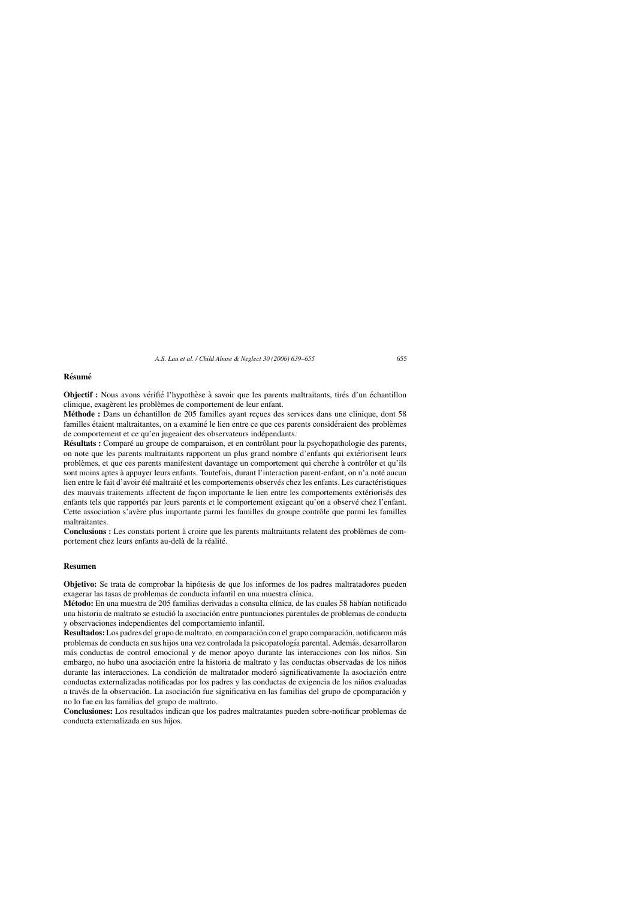## Résumé

**Objectif :** Nous avons vérifié l'hypothèse à savoir que les parents maltraitants, tirés d'un échantillon clinique, exagèrent les problèmes de comportement de leur enfant.

**Méthode :** Dans un échantillon de 205 familles ayant reçues des services dans une clinique, dont 58 familles étaient maltraitantes, on a examiné le lien entre ce que ces parents considéraient des problèmes de comportement et ce qu'en jugeaient des observateurs indépendants.

**Résultats :** Comparé au groupe de comparaison, et en contrôlant pour la psychopathologie des parents, on note que les parents maltraitants rapportent un plus grand nombre d'enfants qui extériorisent leurs problèmes, et que ces parents manifestent davantage un comportement qui cherche à contrôler et qu'ils sont moins aptes à appuyer leurs enfants. Toutefois, durant l'interaction parent-enfant, on n'a noté aucun lien entre le fait d'avoir été maltraité et les comportements observés chez les enfants. Les caractéristiques des mauvais traitements affectent de façon importante le lien entre les comportements extériorisés des enfants tels que rapportés par leurs parents et le comportement exigeant qu'on a observé chez l'enfant. Cette association s'avère plus importante parmi les familles du groupe contrôle que parmi les familles maltraitantes.

**Conclusions :** Les constats portent à croire que les parents maltraitants relatent des problèmes de comportement chez leurs enfants au-delà de la réalité.

## Resumen

**Objetivo:** Se trata de comprobar la hipótesis de que los informes de los padres maltratadores pueden exagerar las tasas de problemas de conducta infantil en una muestra clínica.

**Método:** En una muestra de 205 familias derivadas a consulta clínica, de las cuales 58 habían notificado una historia de maltrato se estudió la asociación entre puntuaciones parentales de problemas de conducta y observaciones independientes del comportamiento infantil.

**Resultados:** Los padres del grupo de maltrato, en comparación con el grupo comparación, notificaron más problemas de conducta en sus hijos una vez controlada la psicopatología parental. Además, desarrollaron más conductas de control emocional y de menor apoyo durante las interacciones con los niños. Sin embargo, no hubo una asociación entre la historia de maltrato y las conductas observadas de los niños durante las interacciones. La condición de maltratador moderó significativamente la asociación entre conductas externalizadas notificadas por los padres y las conductas de exigencia de los niños evaluadas a través de la observación. La asociación fue significativa en las familias del grupo de cpomparación y no lo fue en las familias del grupo de maltrato.

**Conclusiones:** Los resultados indican que los padres maltratantes pueden sobre-notificar problemas de conducta externalizada en sus hijos.